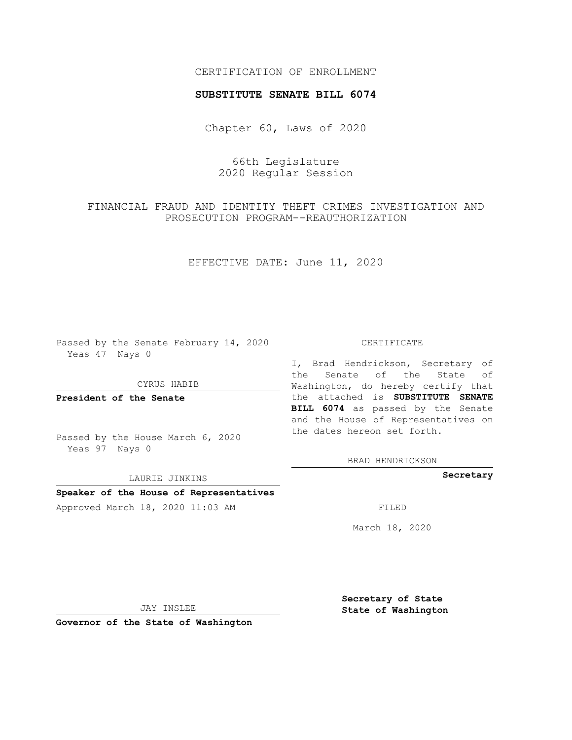CERTIFICATION OF ENROLLMENT

**SUBSTITUTE SENATE BILL 6074**

Chapter 60, Laws of 2020

66th Legislature
2020 Regular Session

FINANCIAL FRAUD AND IDENTITY THEFT CRIMES INVESTIGATION AND PROSECUTION PROGRAM--REAUTHORIZATION

EFFECTIVE DATE: June 11, 2020

Passed by the Senate February 14, 2020
Yeas 47 Nays 0

CYRUS HABIB

**President of the Senate**

Passed by the House March 6, 2020
Yeas 97 Nays 0

LAURIE JINKINS

**Speaker of the House of Representatives**

Approved March 18, 2020 11:03 AM

JAY INSLEE

**Governor of the State of Washington**

CERTIFICATE

I, Brad Hendrickson, Secretary of the Senate of the State of Washington, do hereby certify that the attached is **SUBSTITUTE SENATE BILL 6074** as passed by the Senate and the House of Representatives on the dates hereon set forth.

BRAD HENDRICKSON

**Secretary**

FILED

March 18, 2020

**Secretary of State**
**State of Washington**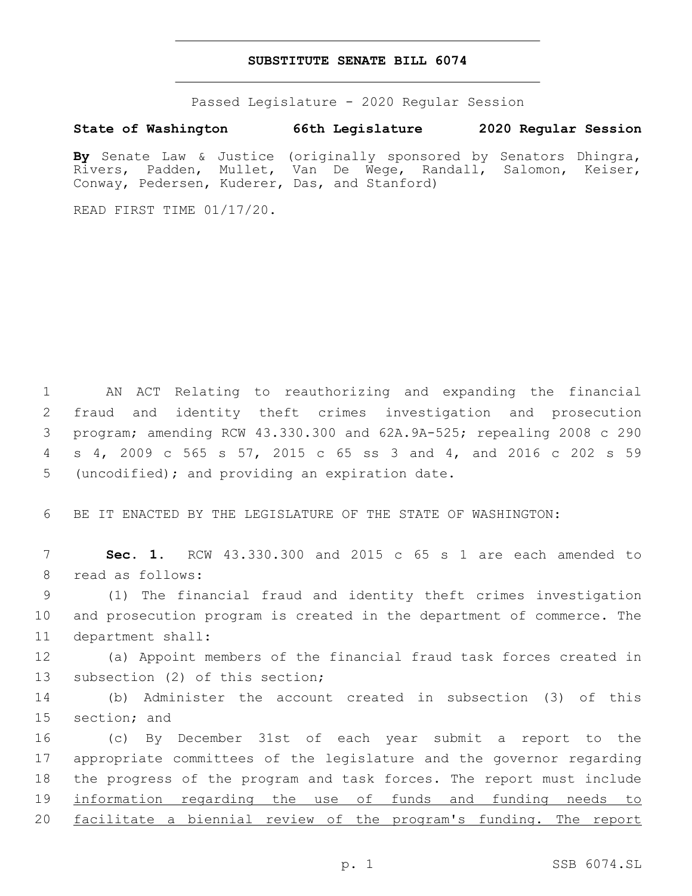**SUBSTITUTE SENATE BILL 6074**

Passed Legislature - 2020 Regular Session

**State of Washington 66th Legislature 2020 Regular Session**

**By** Senate Law & Justice (originally sponsored by Senators Dhingra, Rivers, Padden, Mullet, Van De Wege, Randall, Salomon, Keiser, Conway, Pedersen, Kuderer, Das, and Stanford)

READ FIRST TIME 01/17/20.

AN ACT Relating to reauthorizing and expanding the financial fraud and identity theft crimes investigation and prosecution program; amending RCW 43.330.300 and 62A.9A-525; repealing 2008 c 290 s 4, 2009 c 565 s 57, 2015 c 65 ss 3 and 4, and 2016 c 202 s 59 (uncodified); and providing an expiration date.

BE IT ENACTED BY THE LEGISLATURE OF THE STATE OF WASHINGTON:

**Sec. 1.** RCW 43.330.300 and 2015 c 65 s 1 are each amended to read as follows:

(1) The financial fraud and identity theft crimes investigation and prosecution program is created in the department of commerce. The department shall:

(a) Appoint members of the financial fraud task forces created in subsection (2) of this section;

(b) Administer the account created in subsection (3) of this section; and

(c) By December 31st of each year submit a report to the appropriate committees of the legislature and the governor regarding the progress of the program and task forces. The report must include information regarding the use of funds and funding needs to facilitate a biennial review of the program's funding. The report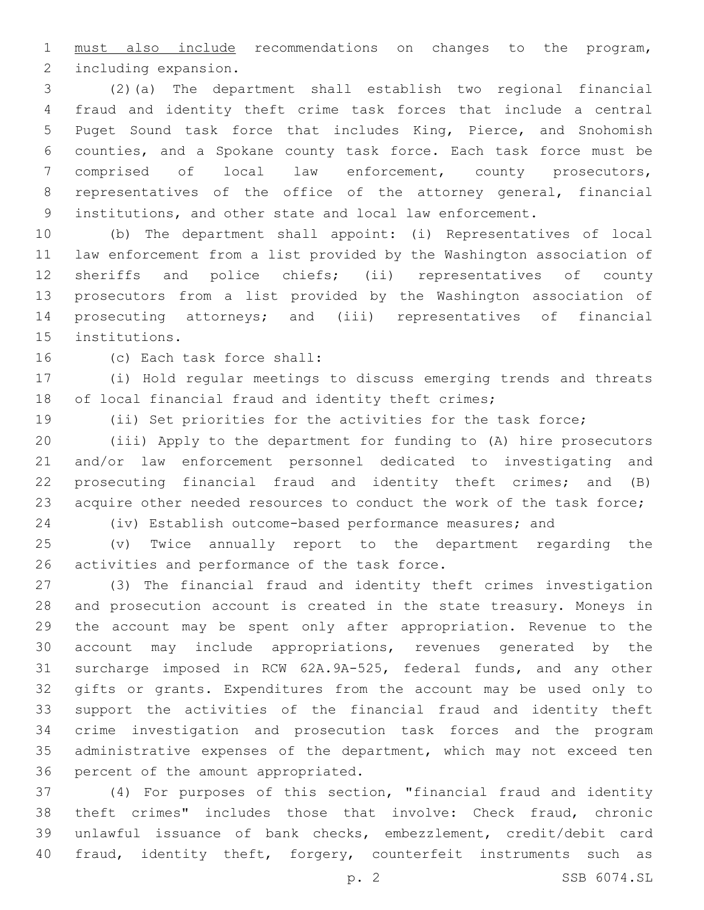must also include recommendations on changes to the program, including expansion.

(2)(a) The department shall establish two regional financial fraud and identity theft crime task forces that include a central Puget Sound task force that includes King, Pierce, and Snohomish counties, and a Spokane county task force. Each task force must be comprised of local law enforcement, county prosecutors, representatives of the office of the attorney general, financial institutions, and other state and local law enforcement.

(b) The department shall appoint: (i) Representatives of local law enforcement from a list provided by the Washington association of sheriffs and police chiefs; (ii) representatives of county prosecutors from a list provided by the Washington association of prosecuting attorneys; and (iii) representatives of financial institutions.

(c) Each task force shall:

(i) Hold regular meetings to discuss emerging trends and threats of local financial fraud and identity theft crimes;

(ii) Set priorities for the activities for the task force;

(iii) Apply to the department for funding to (A) hire prosecutors and/or law enforcement personnel dedicated to investigating and prosecuting financial fraud and identity theft crimes; and (B) acquire other needed resources to conduct the work of the task force;

(iv) Establish outcome-based performance measures; and

(v) Twice annually report to the department regarding the activities and performance of the task force.

(3) The financial fraud and identity theft crimes investigation and prosecution account is created in the state treasury. Moneys in the account may be spent only after appropriation. Revenue to the account may include appropriations, revenues generated by the surcharge imposed in RCW 62A.9A-525, federal funds, and any other gifts or grants. Expenditures from the account may be used only to support the activities of the financial fraud and identity theft crime investigation and prosecution task forces and the program administrative expenses of the department, which may not exceed ten percent of the amount appropriated.

(4) For purposes of this section, "financial fraud and identity theft crimes" includes those that involve: Check fraud, chronic unlawful issuance of bank checks, embezzlement, credit/debit card fraud, identity theft, forgery, counterfeit instruments such as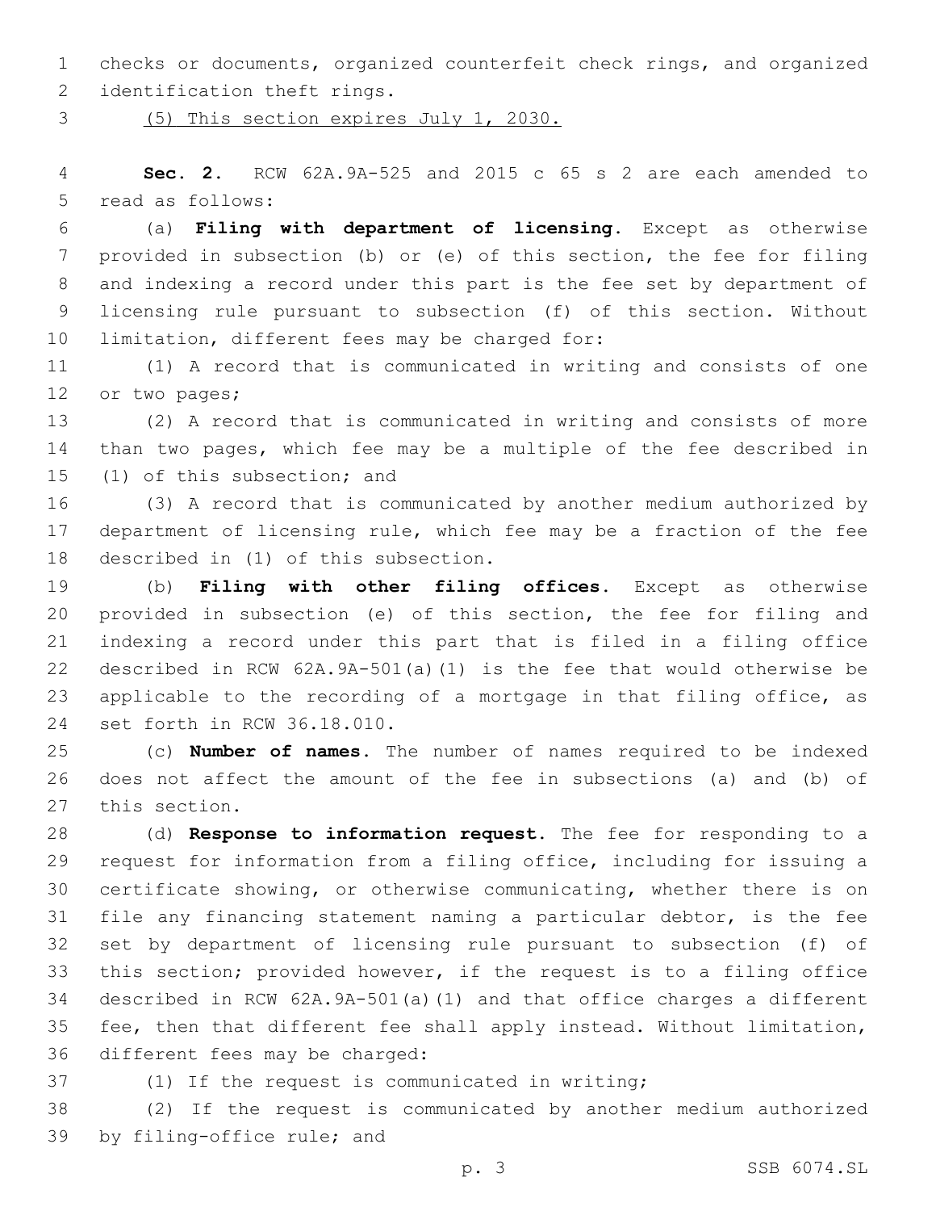checks or documents, organized counterfeit check rings, and organized identification theft rings.

<u>(5) This section expires July 1, 2030.</u>

**Sec. 2.** RCW 62A.9A-525 and 2015 c 65 s 2 are each amended to read as follows:

(a) **Filing with department of licensing.** Except as otherwise provided in subsection (b) or (e) of this section, the fee for filing and indexing a record under this part is the fee set by department of licensing rule pursuant to subsection (f) of this section. Without limitation, different fees may be charged for:

(1) A record that is communicated in writing and consists of one or two pages;

(2) A record that is communicated in writing and consists of more than two pages, which fee may be a multiple of the fee described in (1) of this subsection; and

(3) A record that is communicated by another medium authorized by department of licensing rule, which fee may be a fraction of the fee described in (1) of this subsection.

(b) **Filing with other filing offices.** Except as otherwise provided in subsection (e) of this section, the fee for filing and indexing a record under this part that is filed in a filing office described in RCW 62A.9A-501(a)(1) is the fee that would otherwise be applicable to the recording of a mortgage in that filing office, as set forth in RCW 36.18.010.

(c) **Number of names.** The number of names required to be indexed does not affect the amount of the fee in subsections (a) and (b) of this section.

(d) **Response to information request.** The fee for responding to a request for information from a filing office, including for issuing a certificate showing, or otherwise communicating, whether there is on file any financing statement naming a particular debtor, is the fee set by department of licensing rule pursuant to subsection (f) of this section; provided however, if the request is to a filing office described in RCW 62A.9A-501(a)(1) and that office charges a different fee, then that different fee shall apply instead. Without limitation, different fees may be charged:

(1) If the request is communicated in writing;

(2) If the request is communicated by another medium authorized by filing-office rule; and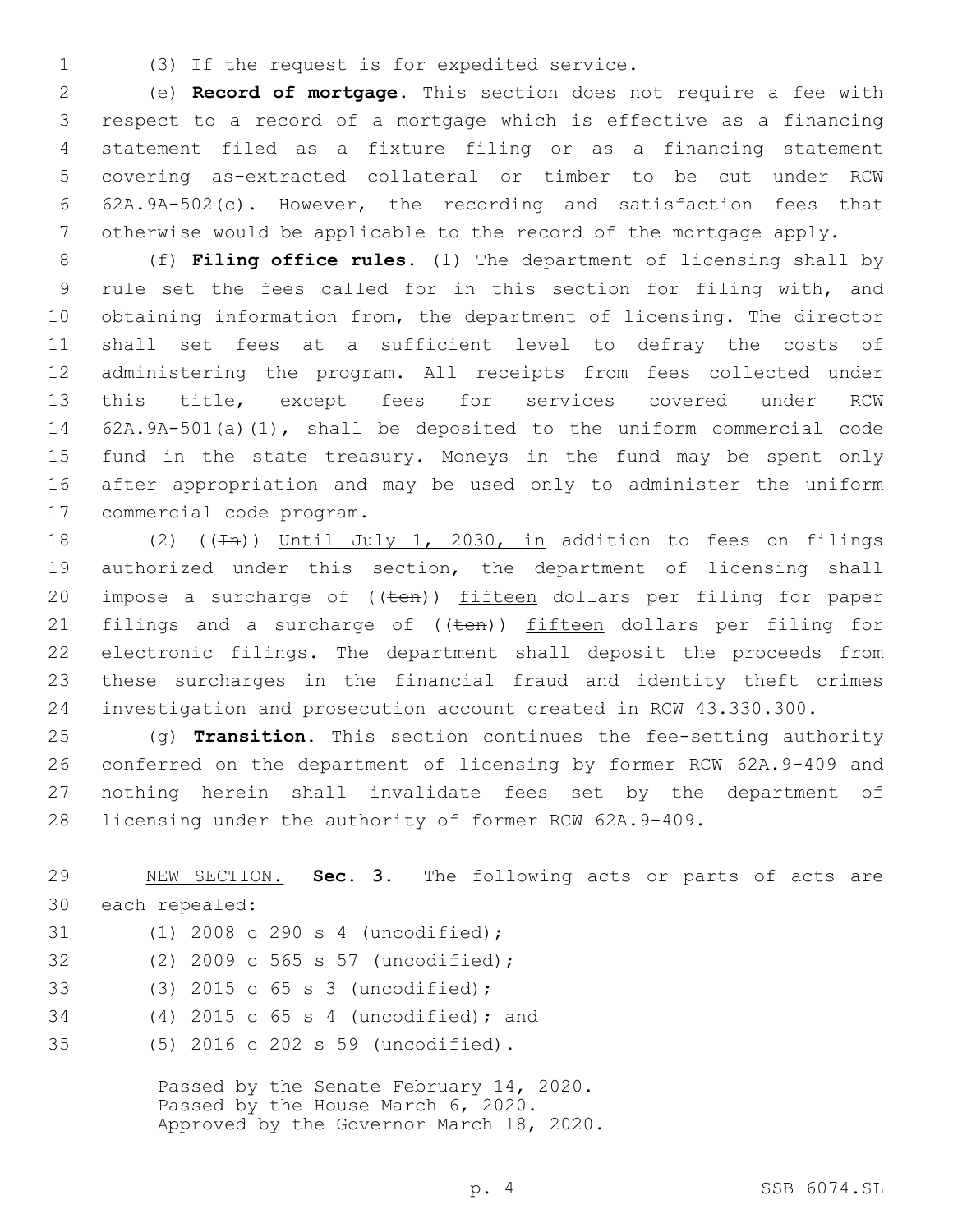(3) If the request is for expedited service.

(e) **Record of mortgage.** This section does not require a fee with respect to a record of a mortgage which is effective as a financing statement filed as a fixture filing or as a financing statement covering as-extracted collateral or timber to be cut under RCW 62A.9A-502(c). However, the recording and satisfaction fees that otherwise would be applicable to the record of the mortgage apply.

(f) **Filing office rules.** (1) The department of licensing shall by rule set the fees called for in this section for filing with, and obtaining information from, the department of licensing. The director shall set fees at a sufficient level to defray the costs of administering the program. All receipts from fees collected under this title, except fees for services covered under RCW 62A.9A-501(a)(1), shall be deposited to the uniform commercial code fund in the state treasury. Moneys in the fund may be spent only after appropriation and may be used only to administer the uniform commercial code program.

(2) ((~~In~~)) <u>Until July 1, 2030, in</u> addition to fees on filings authorized under this section, the department of licensing shall impose a surcharge of ((~~ten~~)) <u>fifteen</u> dollars per filing for paper filings and a surcharge of ((~~ten~~)) <u>fifteen</u> dollars per filing for electronic filings. The department shall deposit the proceeds from these surcharges in the financial fraud and identity theft crimes investigation and prosecution account created in RCW 43.330.300.

(g) **Transition.** This section continues the fee-setting authority conferred on the department of licensing by former RCW 62A.9-409 and nothing herein shall invalidate fees set by the department of licensing under the authority of former RCW 62A.9-409.

<u>NEW SECTION.</u> **Sec. 3.** The following acts or parts of acts are each repealed:

(1) 2008 c 290 s 4 (uncodified);

(2) 2009 c 565 s 57 (uncodified);

(3) 2015 c 65 s 3 (uncodified);

(4) 2015 c 65 s 4 (uncodified); and

(5) 2016 c 202 s 59 (uncodified).

Passed by the Senate February 14, 2020.
Passed by the House March 6, 2020.
Approved by the Governor March 18, 2020.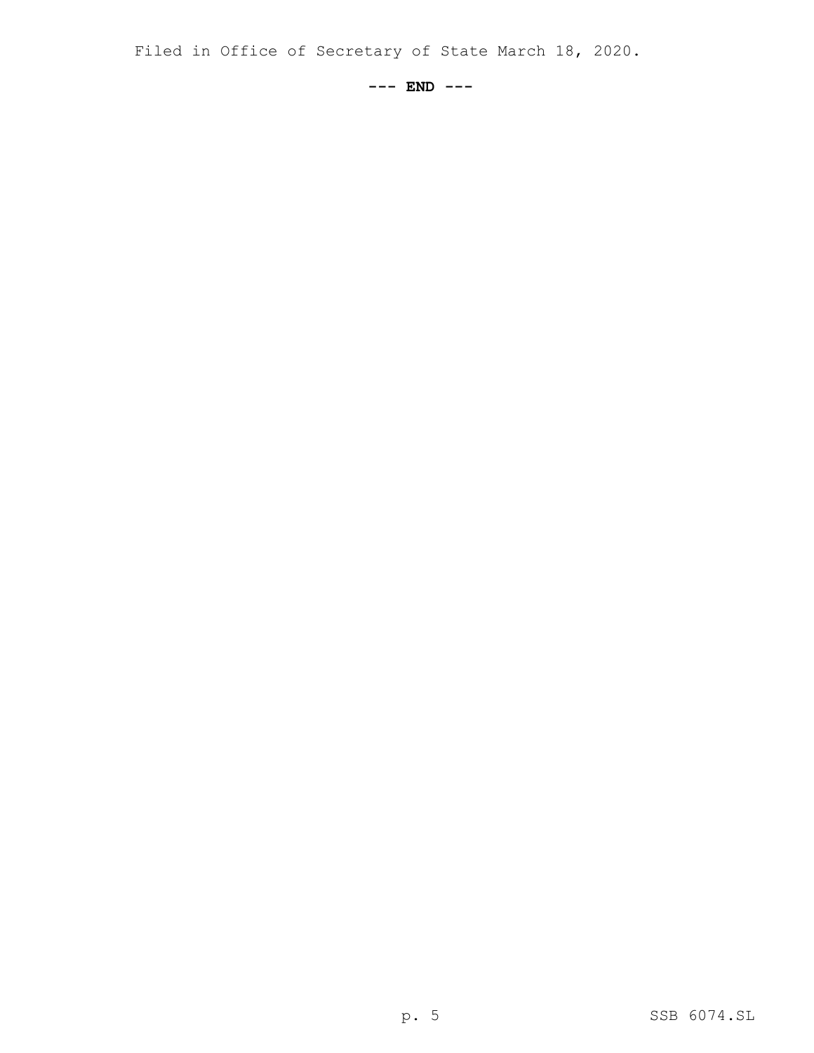Filed in Office of Secretary of State March 18, 2020.

**--- END ---**